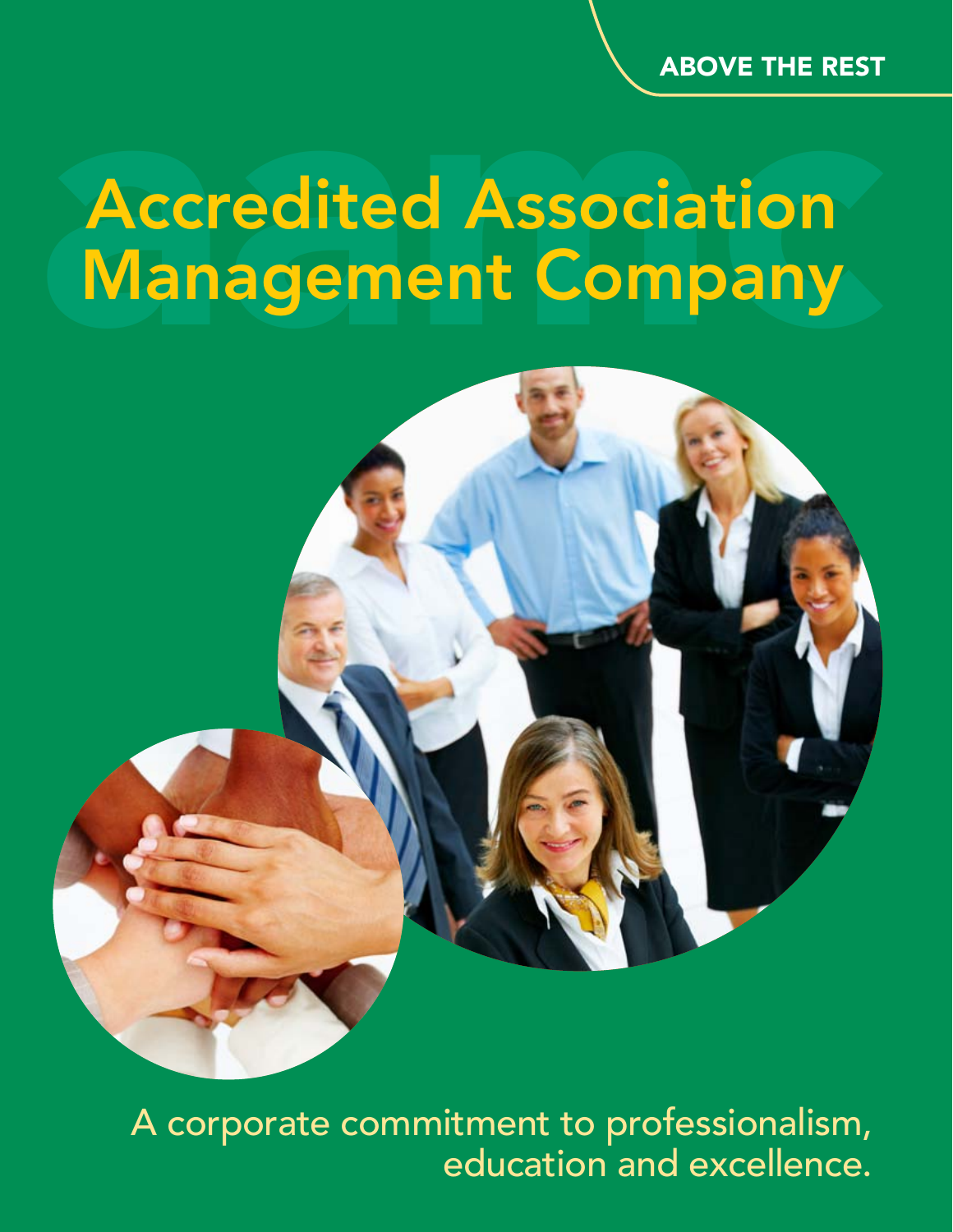ABOVE THE REST

# Accredited Association Management Company

A corporate commitment to professionalism, education and excellence.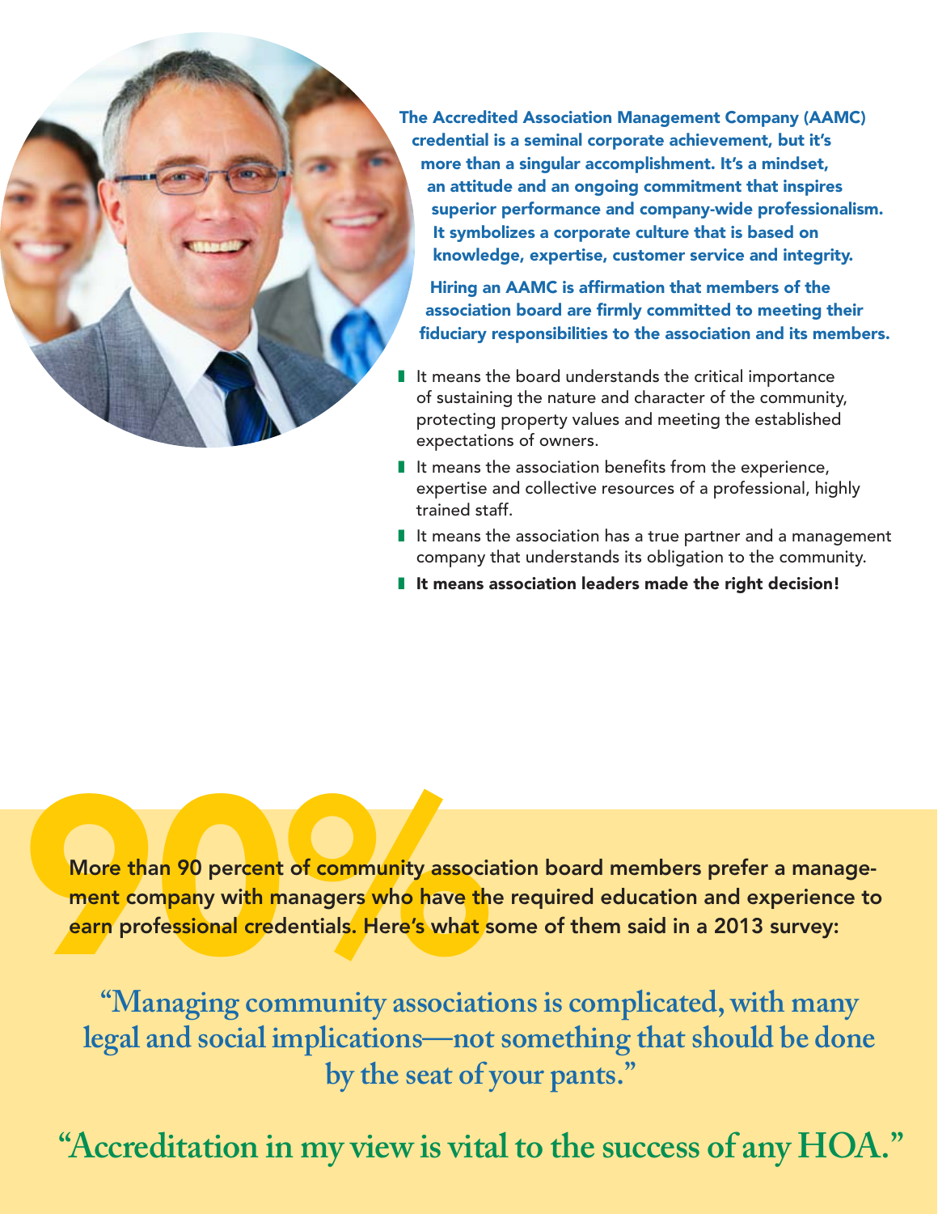**The Accredited Association Management Company (AAMC) credential is a seminal corporate achievement, but it's more than a singular accomplishment. It's a mindset, an attitude and an ongoing commitment that inspires superior performance and company-wide professionalism. It symbolizes a corporate culture that is based on knowledge, expertise, customer service and integrity.**

**Hiring an AAMC is affirmation that members of the association board are firmly committed to meeting their fiduciary responsibilities to the association and its members.**

- It means the board understands the critical importance of sustaining the nature and character of the community, protecting property values and meeting the established expectations of owners.
- It means the association benefits from the experience, expertise and collective resources of a professional, highly trained staff.
- It means the association has a true partner and a management company that understands its obligation to the community.
- **It means association leaders made the right decision!**

90%

**More than 90 percent of community association board members prefer a management company with managers who have the required education and experience to earn professional credentials. Here's what some of them said in a 2013 survey:**

**"Managing community associations is complicated, with many legal and social implications—not something that should be done by the seat of your pants."**

**"Accreditation in my view is vital to the success of any HOA."**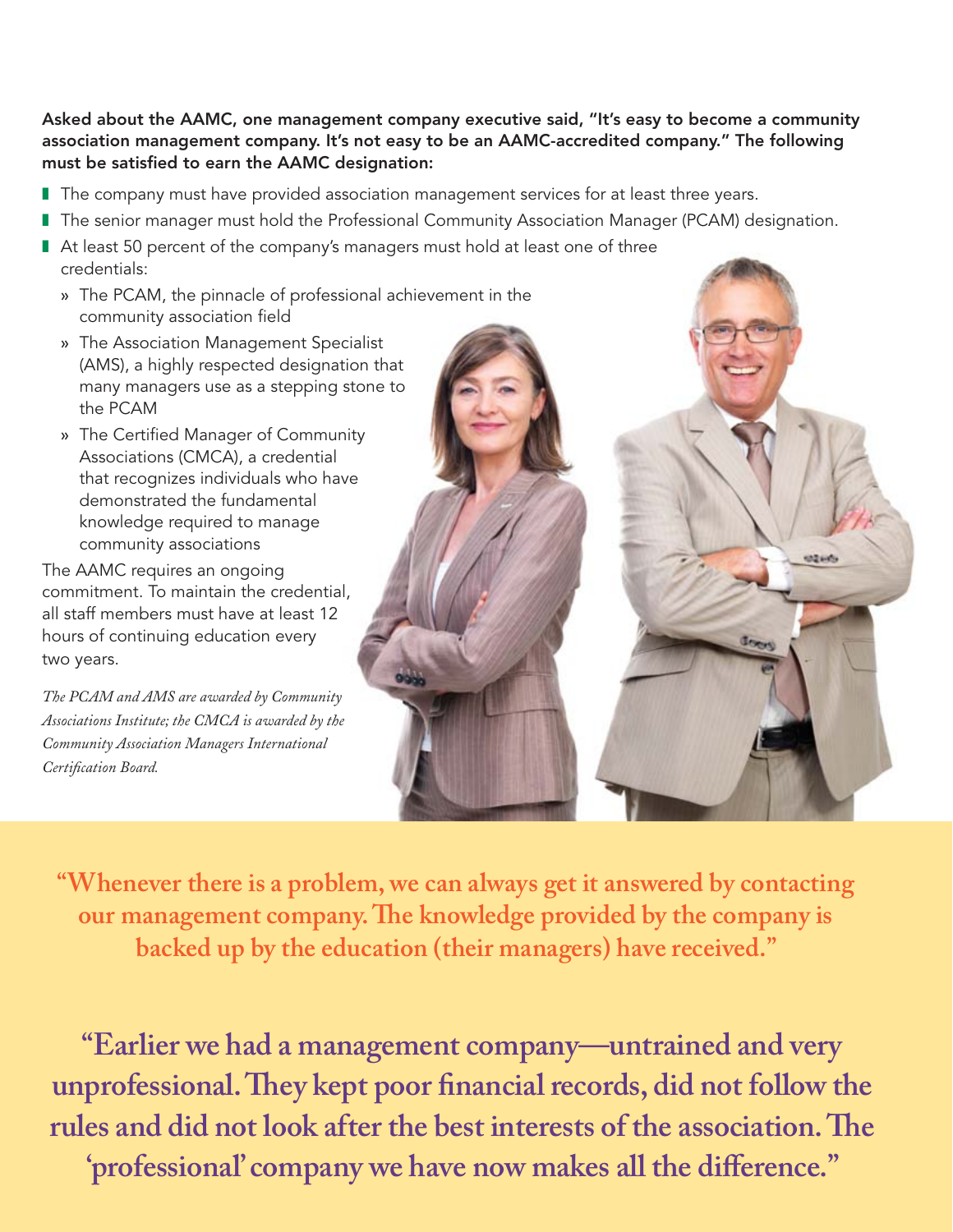**Asked about the AAMC, one management company executive said, "It's easy to become a community association management company. It's not easy to be an AAMC-accredited company." The following must be satisfied to earn the AAMC designation:**

- The company must have provided association management services for at least three years.
- The senior manager must hold the Professional Community Association Manager (PCAM) designation.
- At least 50 percent of the company's managers must hold at least one of three credentials:
  - The PCAM, the pinnacle of professional achievement in the community association field
  - The Association Management Specialist (AMS), a highly respected designation that many managers use as a stepping stone to the PCAM
  - The Certified Manager of Community Associations (CMCA), a credential that recognizes individuals who have demonstrated the fundamental knowledge required to manage community associations

The AAMC requires an ongoing commitment. To maintain the credential, all staff members must have at least 12 hours of continuing education every two years.

*The PCAM and AMS are awarded by Community Associations Institute; the CMCA is awarded by the Community Association Managers International Certification Board.*

**"Whenever there is a problem, we can always get it answered by contacting our management company. The knowledge provided by the company is backed up by the education (their managers) have received."**

**"Earlier we had a management company—untrained and very unprofessional. They kept poor financial records, did not follow the rules and did not look after the best interests of the association. The 'professional' company we have now makes all the difference."**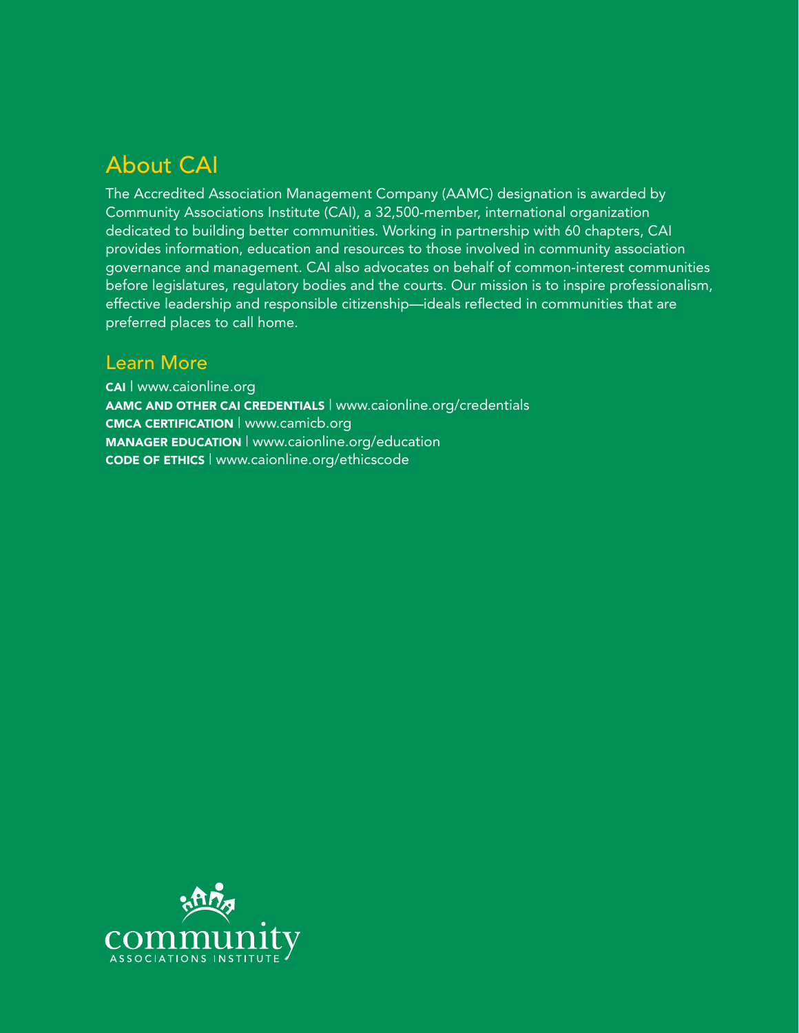## About CAI

The Accredited Association Management Company (AAMC) designation is awarded by Community Associations Institute (CAI), a 32,500-member, international organization dedicated to building better communities. Working in partnership with 60 chapters, CAI provides information, education and resources to those involved in community association governance and management. CAI also advocates on behalf of common-interest communities before legislatures, regulatory bodies and the courts. Our mission is to inspire professionalism, effective leadership and responsible citizenship—ideals reflected in communities that are preferred places to call home.

## Learn More

**CAI** | www.caionline.org
**AAMC AND OTHER CAI CREDENTIALS** | www.caionline.org/credentials
**CMCA CERTIFICATION** | www.camicb.org
**MANAGER EDUCATION** | www.caionline.org/education
**CODE OF ETHICS** | www.caionline.org/ethicscode

community
ASSOCIATIONS INSTITUTE